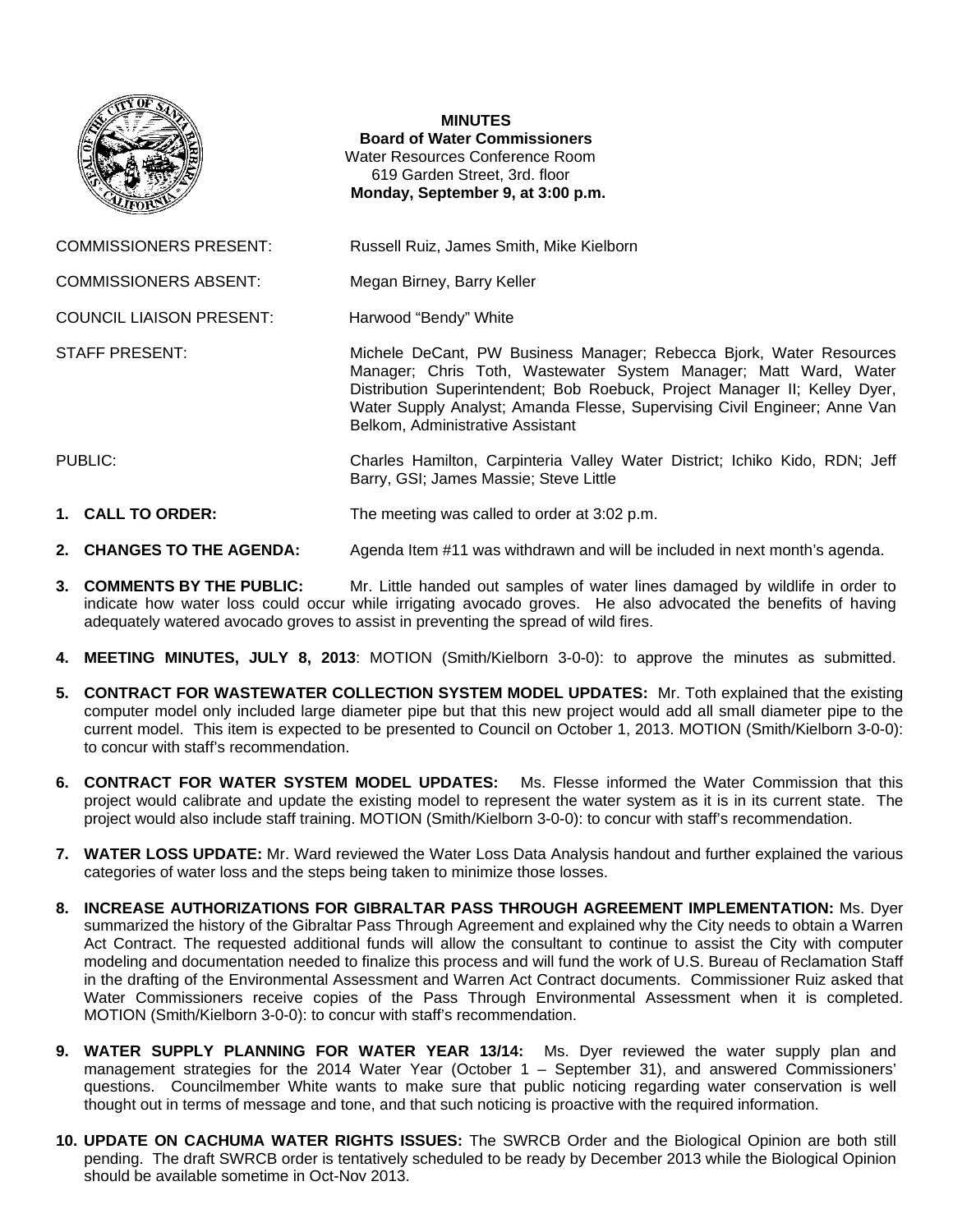**MINUTES**
**Board of Water Commissioners**
Water Resources Conference Room
619 Garden Street, 3rd. floor
**Monday, September 9, at 3:00 p.m.**

COMMISSIONERS PRESENT: Russell Ruiz, James Smith, Mike Kielborn

COMMISSIONERS ABSENT: Megan Birney, Barry Keller

COUNCIL LIAISON PRESENT: Harwood "Bendy" White

STAFF PRESENT: Michele DeCant, PW Business Manager; Rebecca Bjork, Water Resources Manager; Chris Toth, Wastewater System Manager; Matt Ward, Water Distribution Superintendent; Bob Roebuck, Project Manager II; Kelley Dyer, Water Supply Analyst; Amanda Flesse, Supervising Civil Engineer; Anne Van Belkom, Administrative Assistant

PUBLIC: Charles Hamilton, Carpinteria Valley Water District; Ichiko Kido, RDN; Jeff Barry, GSI; James Massie; Steve Little

1. **CALL TO ORDER:** The meeting was called to order at 3:02 p.m.

2. **CHANGES TO THE AGENDA:** Agenda Item #11 was withdrawn and will be included in next month's agenda.

3. **COMMENTS BY THE PUBLIC:** Mr. Little handed out samples of water lines damaged by wildlife in order to indicate how water loss could occur while irrigating avocado groves. He also advocated the benefits of having adequately watered avocado groves to assist in preventing the spread of wild fires.

4. **MEETING MINUTES, JULY 8, 2013**: MOTION (Smith/Kielborn 3-0-0): to approve the minutes as submitted.

5. **CONTRACT FOR WASTEWATER COLLECTION SYSTEM MODEL UPDATES:** Mr. Toth explained that the existing computer model only included large diameter pipe but that this new project would add all small diameter pipe to the current model. This item is expected to be presented to Council on October 1, 2013. MOTION (Smith/Kielborn 3-0-0): to concur with staff's recommendation.

6. **CONTRACT FOR WATER SYSTEM MODEL UPDATES:** Ms. Flesse informed the Water Commission that this project would calibrate and update the existing model to represent the water system as it is in its current state. The project would also include staff training. MOTION (Smith/Kielborn 3-0-0): to concur with staff's recommendation.

7. **WATER LOSS UPDATE:** Mr. Ward reviewed the Water Loss Data Analysis handout and further explained the various categories of water loss and the steps being taken to minimize those losses.

8. **INCREASE AUTHORIZATIONS FOR GIBRALTAR PASS THROUGH AGREEMENT IMPLEMENTATION:** Ms. Dyer summarized the history of the Gibraltar Pass Through Agreement and explained why the City needs to obtain a Warren Act Contract. The requested additional funds will allow the consultant to continue to assist the City with computer modeling and documentation needed to finalize this process and will fund the work of U.S. Bureau of Reclamation Staff in the drafting of the Environmental Assessment and Warren Act Contract documents. Commissioner Ruiz asked that Water Commissioners receive copies of the Pass Through Environmental Assessment when it is completed. MOTION (Smith/Kielborn 3-0-0): to concur with staff's recommendation.

9. **WATER SUPPLY PLANNING FOR WATER YEAR 13/14:** Ms. Dyer reviewed the water supply plan and management strategies for the 2014 Water Year (October 1 – September 31), and answered Commissioners' questions. Councilmember White wants to make sure that public noticing regarding water conservation is well thought out in terms of message and tone, and that such noticing is proactive with the required information.

10. **UPDATE ON CACHUMA WATER RIGHTS ISSUES:** The SWRCB Order and the Biological Opinion are both still pending. The draft SWRCB order is tentatively scheduled to be ready by December 2013 while the Biological Opinion should be available sometime in Oct-Nov 2013.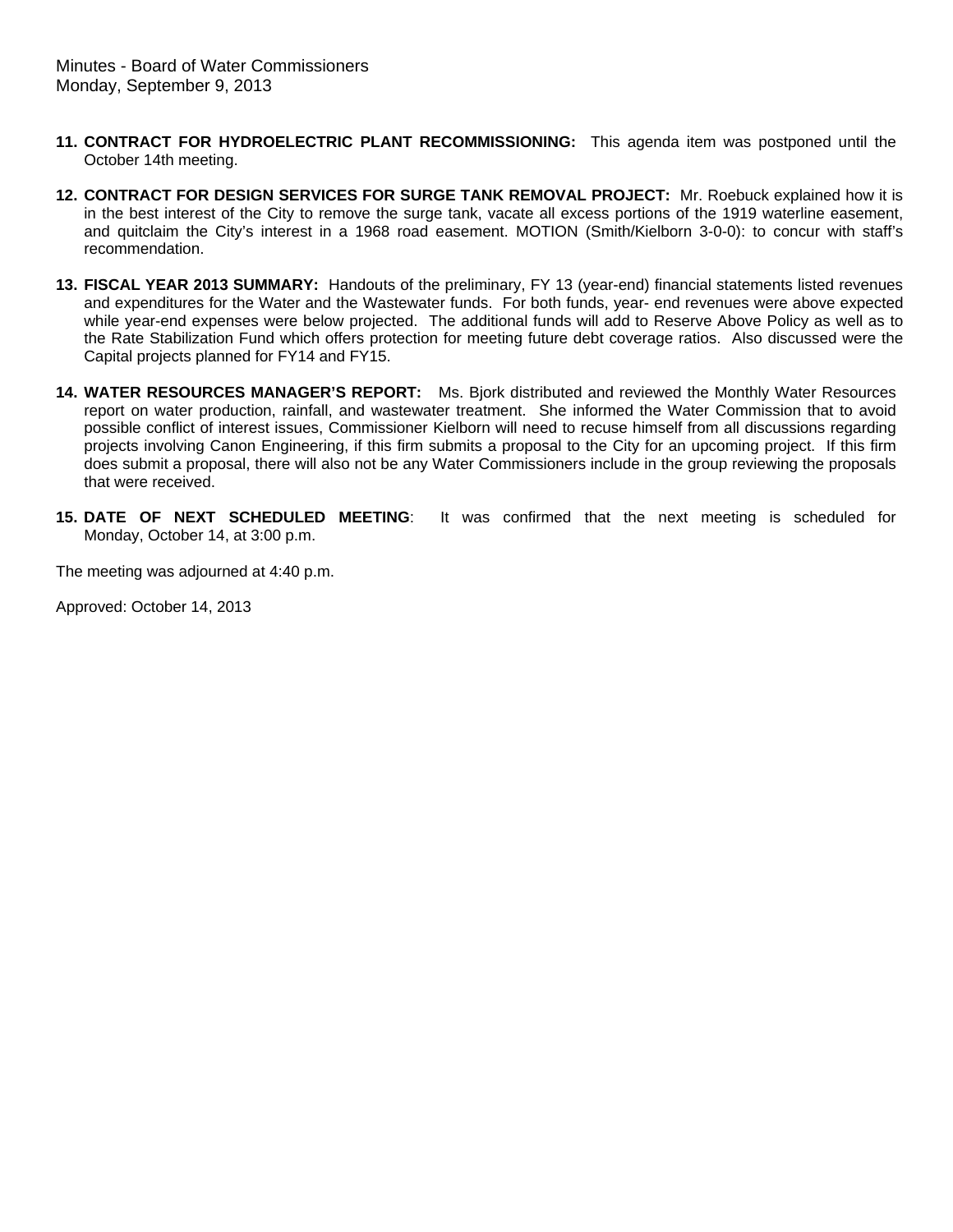11. **CONTRACT FOR HYDROELECTRIC PLANT RECOMMISSIONING:** This agenda item was postponed until the October 14th meeting.

12. **CONTRACT FOR DESIGN SERVICES FOR SURGE TANK REMOVAL PROJECT:** Mr. Roebuck explained how it is in the best interest of the City to remove the surge tank, vacate all excess portions of the 1919 waterline easement, and quitclaim the City's interest in a 1968 road easement. MOTION (Smith/Kielborn 3-0-0): to concur with staff's recommendation.

13. **FISCAL YEAR 2013 SUMMARY:** Handouts of the preliminary, FY 13 (year-end) financial statements listed revenues and expenditures for the Water and the Wastewater funds. For both funds, year- end revenues were above expected while year-end expenses were below projected. The additional funds will add to Reserve Above Policy as well as to the Rate Stabilization Fund which offers protection for meeting future debt coverage ratios. Also discussed were the Capital projects planned for FY14 and FY15.

14. **WATER RESOURCES MANAGER'S REPORT:** Ms. Bjork distributed and reviewed the Monthly Water Resources report on water production, rainfall, and wastewater treatment. She informed the Water Commission that to avoid possible conflict of interest issues, Commissioner Kielborn will need to recuse himself from all discussions regarding projects involving Canon Engineering, if this firm submits a proposal to the City for an upcoming project. If this firm does submit a proposal, there will also not be any Water Commissioners include in the group reviewing the proposals that were received.

15. **DATE OF NEXT SCHEDULED MEETING**: It was confirmed that the next meeting is scheduled for Monday, October 14, at 3:00 p.m.

The meeting was adjourned at 4:40 p.m.

Approved: October 14, 2013